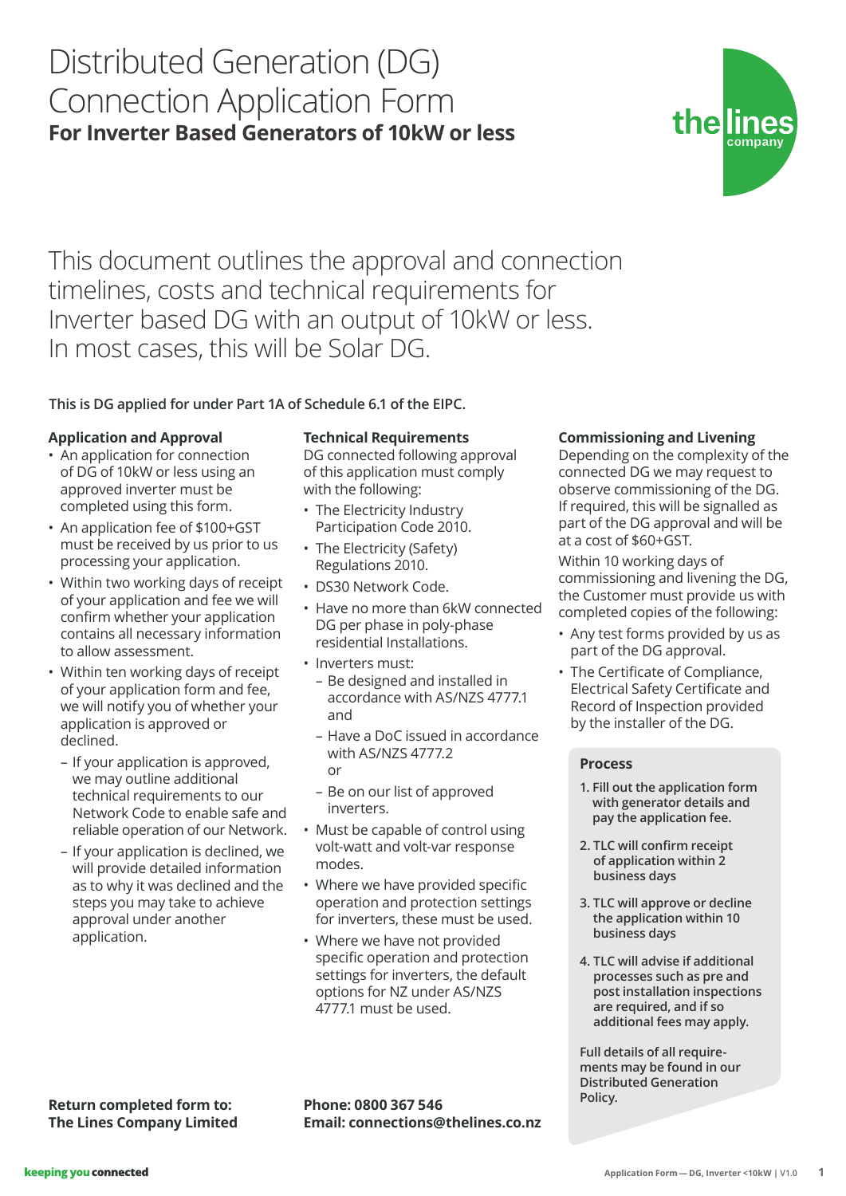# Distributed Generation (DG) Connection Application Form

**For Inverter Based Generators of 10kW or less**

the lines company

This document outlines the approval and connection timelines, costs and technical requirements for Inverter based DG with an output of 10kW or less. In most cases, this will be Solar DG.

**This is DG applied for under Part 1A of Schedule 6.1 of the EIPC.**

### Application and Approval

- An application for connection of DG of 10kW or less using an approved inverter must be completed using this form.
- An application fee of $100+GST must be received by us prior to us processing your application.
- Within two working days of receipt of your application and fee we will confirm whether your application contains all necessary information to allow assessment.
- Within ten working days of receipt of your application form and fee, we will notify you of whether your application is approved or declined.
  - If your application is approved, we may outline additional technical requirements to our Network Code to enable safe and reliable operation of our Network.
  - If your application is declined, we will provide detailed information as to why it was declined and the steps you may take to achieve approval under another application.

### Technical Requirements

DG connected following approval of this application must comply with the following:

- The Electricity Industry Participation Code 2010.
- The Electricity (Safety) Regulations 2010.
- DS30 Network Code.
- Have no more than 6kW connected DG per phase in poly-phase residential Installations.
- Inverters must:
  - Be designed and installed in accordance with AS/NZS 4777.1 and
  - Have a DoC issued in accordance with AS/NZS 4777.2 or
  - Be on our list of approved inverters.
- Must be capable of control using volt-watt and volt-var response modes.
- Where we have provided specific operation and protection settings for inverters, these must be used.
- Where we have not provided specific operation and protection settings for inverters, the default options for NZ under AS/NZS 4777.1 must be used.

### Commissioning and Livening

Depending on the complexity of the connected DG we may request to observe commissioning of the DG. If required, this will be signalled as part of the DG approval and will be at a cost of $60+GST.

Within 10 working days of commissioning and livening the DG, the Customer must provide us with completed copies of the following:

- Any test forms provided by us as part of the DG approval.
- The Certificate of Compliance, Electrical Safety Certificate and Record of Inspection provided by the installer of the DG.

### Process

1. **Fill out the application form with generator details and pay the application fee.**
2. **TLC will confirm receipt of application within 2 business days**
3. **TLC will approve or decline the application within 10 business days**
4. **TLC will advise if additional processes such as pre and post installation inspections are required, and if so additional fees may apply.**

**Full details of all requirements may be found in our Distributed Generation Policy.**

**Return completed form to:**
**The Lines Company Limited**

**Phone: 0800 367 546**
**Email: connections@thelines.co.nz**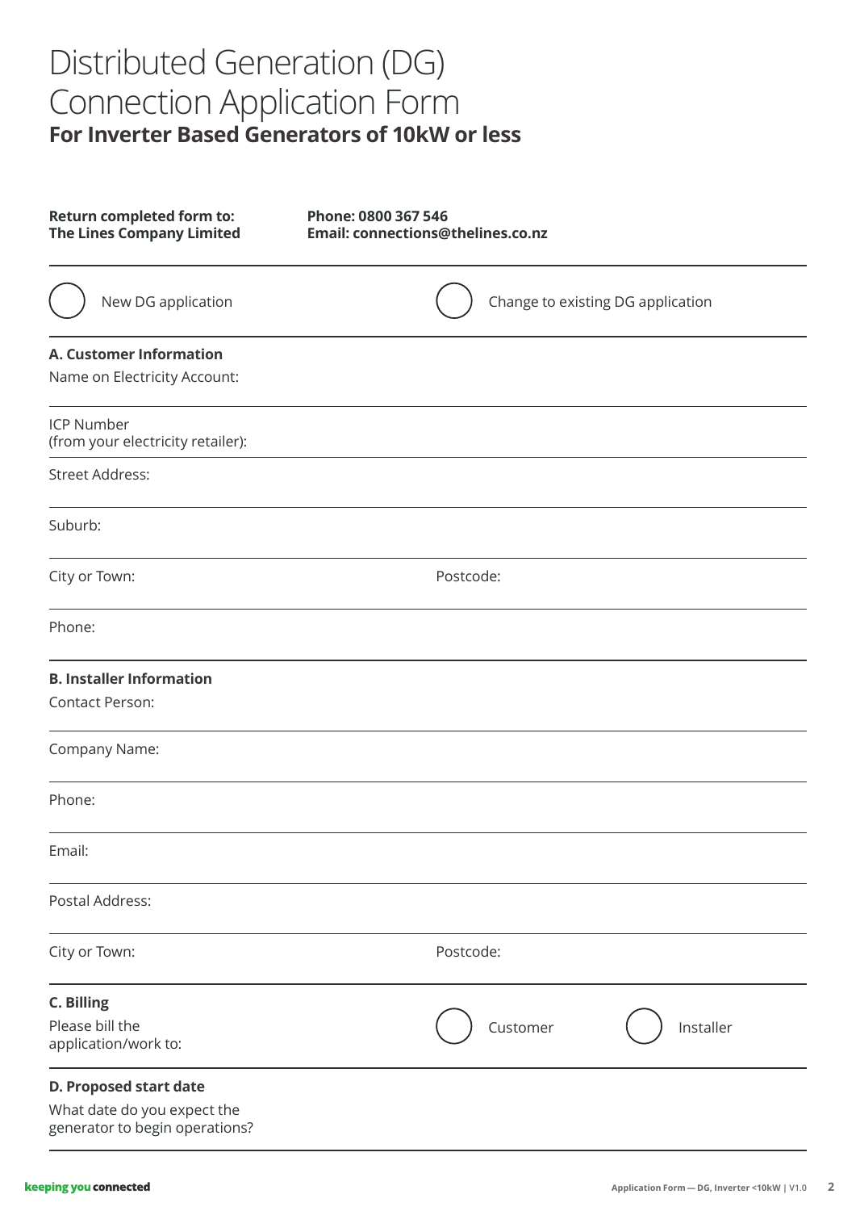# Distributed Generation (DG) Connection Application Form

**For Inverter Based Generators of 10kW or less**

**Return completed form to:**
**The Lines Company Limited**

**Phone: 0800 367 546**
**Email: connections@thelines.co.nz**

◯ New DG application ◯ Change to existing DG application

**A. Customer Information**

Name on Electricity Account:

ICP Number
(from your electricity retailer):

Street Address:

Suburb:

City or Town: Postcode:

Phone:

**B. Installer Information**

Contact Person:

Company Name:

Phone:

Email:

Postal Address:

City or Town: Postcode:

**C. Billing**

Please bill the application/work to: ◯ Customer ◯ Installer

**D. Proposed start date**

What date do you expect the generator to begin operations?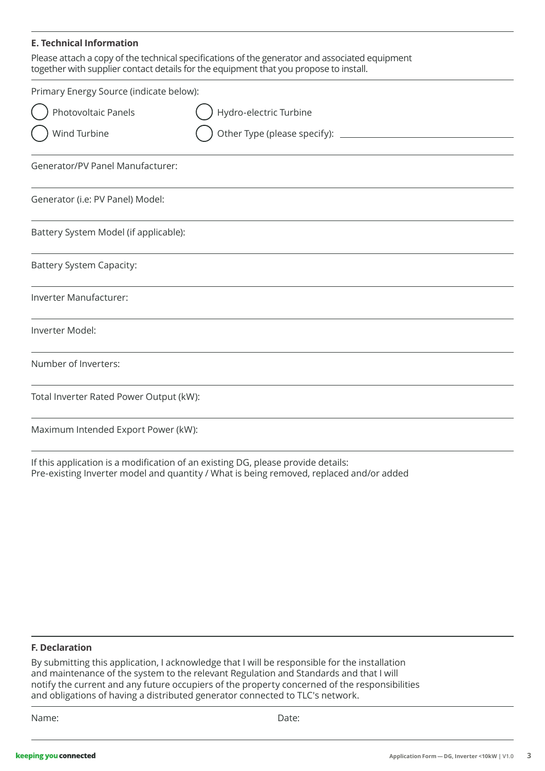## E. Technical Information

Please attach a copy of the technical specifications of the generator and associated equipment together with supplier contact details for the equipment that you propose to install.

Primary Energy Source (indicate below):

- ◯ Photovoltaic Panels
- ◯ Hydro-electric Turbine
- ◯ Wind Turbine
- ◯ Other Type (please specify): ____________________

Generator/PV Panel Manufacturer:

Generator (i.e: PV Panel) Model:

Battery System Model (if applicable):

Battery System Capacity:

Inverter Manufacturer:

Inverter Model:

Number of Inverters:

Total Inverter Rated Power Output (kW):

Maximum Intended Export Power (kW):

If this application is a modification of an existing DG, please provide details:
Pre-existing Inverter model and quantity / What is being removed, replaced and/or added

## F. Declaration

By submitting this application, I acknowledge that I will be responsible for the installation and maintenance of the system to the relevant Regulation and Standards and that I will notify the current and any future occupiers of the property concerned of the responsibilities and obligations of having a distributed generator connected to TLC's network.

Name: Date: